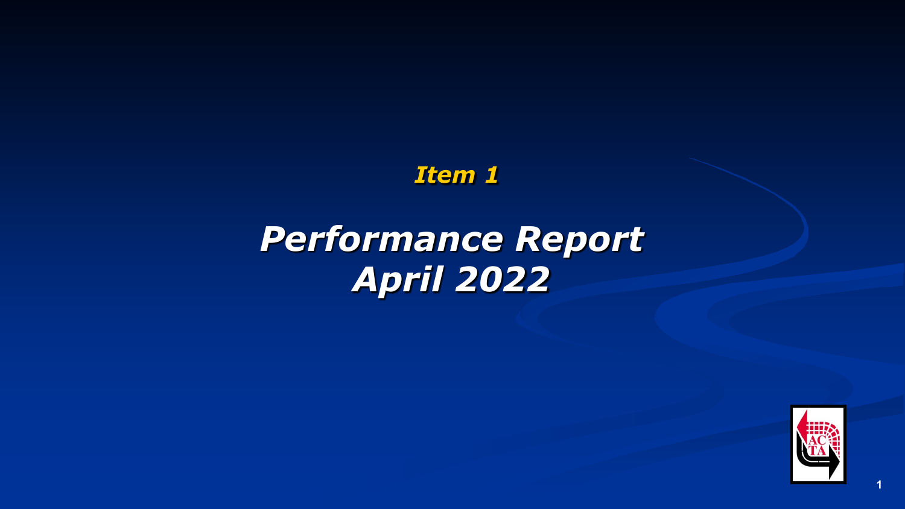*Item 1*

# *Performance Report April 2022*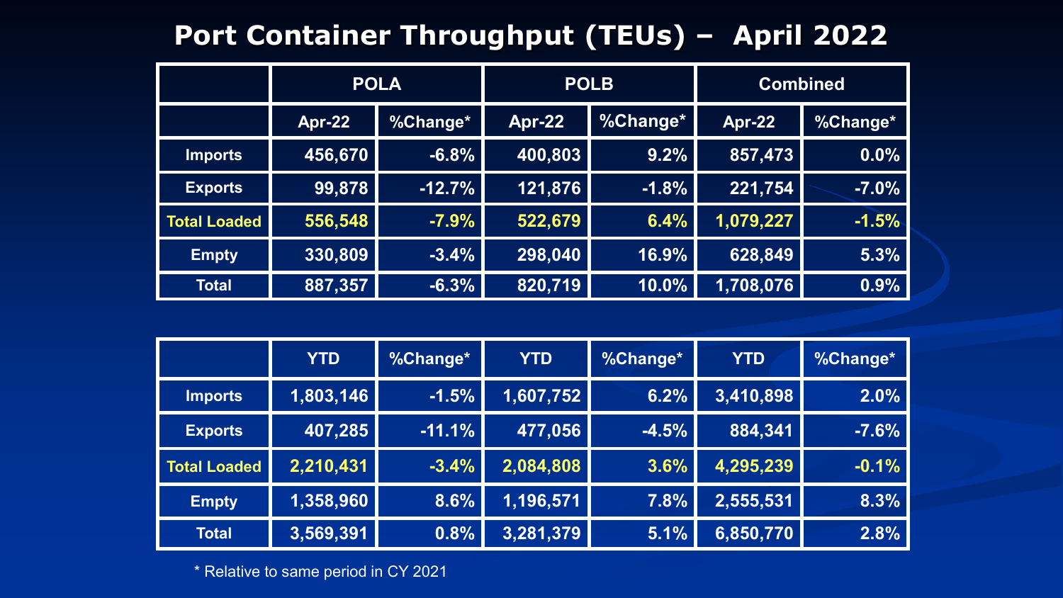# Port Container Throughput (TEUs) – April 2022

| | POLA | | POLB | | Combined | |
|---|---|---|---|---|---|---|
| | Apr-22 | %Change* | Apr-22 | %Change* | Apr-22 | %Change* |
| Imports | 456,670 | -6.8% | 400,803 | 9.2% | 857,473 | 0.0% |
| Exports | 99,878 | -12.7% | 121,876 | -1.8% | 221,754 | -7.0% |
| Total Loaded | 556,548 | -7.9% | 522,679 | 6.4% | 1,079,227 | -1.5% |
| Empty | 330,809 | -3.4% | 298,040 | 16.9% | 628,849 | 5.3% |
| Total | 887,357 | -6.3% | 820,719 | 10.0% | 1,708,076 | 0.9% |

| | YTD | %Change* | YTD | %Change* | YTD | %Change* |
|---|---|---|---|---|---|---|
| Imports | 1,803,146 | -1.5% | 1,607,752 | 6.2% | 3,410,898 | 2.0% |
| Exports | 407,285 | -11.1% | 477,056 | -4.5% | 884,341 | -7.6% |
| Total Loaded | 2,210,431 | -3.4% | 2,084,808 | 3.6% | 4,295,239 | -0.1% |
| Empty | 1,358,960 | 8.6% | 1,196,571 | 7.8% | 2,555,531 | 8.3% |
| Total | 3,569,391 | 0.8% | 3,281,379 | 5.1% | 6,850,770 | 2.8% |

* Relative to same period in CY 2021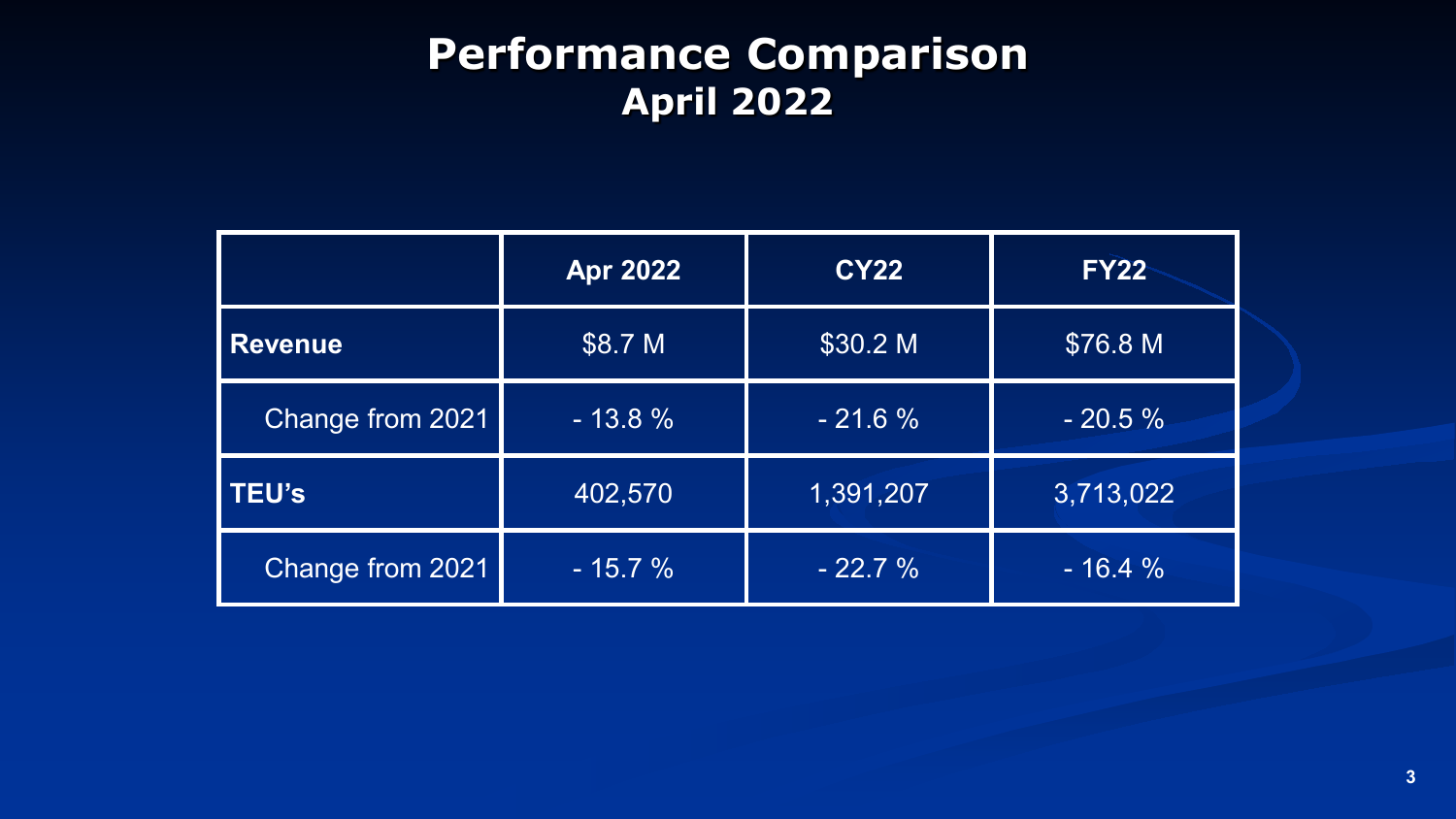# Performance Comparison
## April 2022

| | Apr 2022 | CY22 | FY22 |
|---|---|---|---|
| **Revenue** | $8.7 M | $30.2 M | $76.8 M |
| Change from 2021 | - 13.8 % | - 21.6 % | - 20.5 % |
| **TEU's** | 402,570 | 1,391,207 | 3,713,022 |
| Change from 2021 | - 15.7 % | - 22.7 % | - 16.4 % |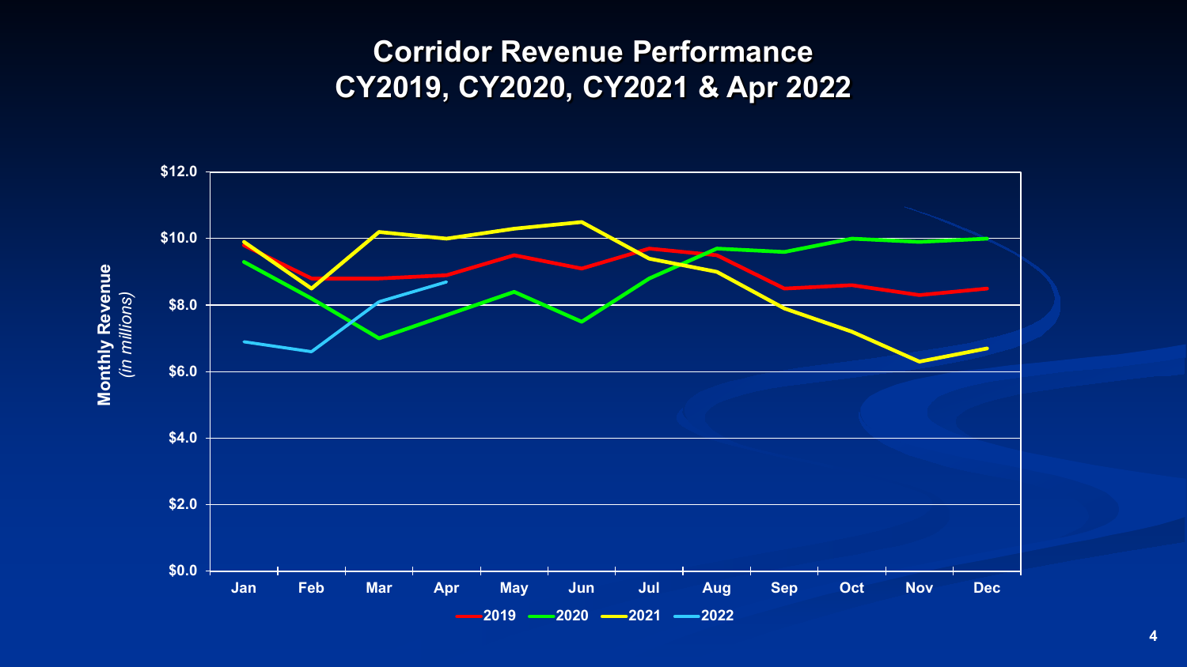# Corridor Revenue Performance
# CY2019, CY2020, CY2021 & Apr 2022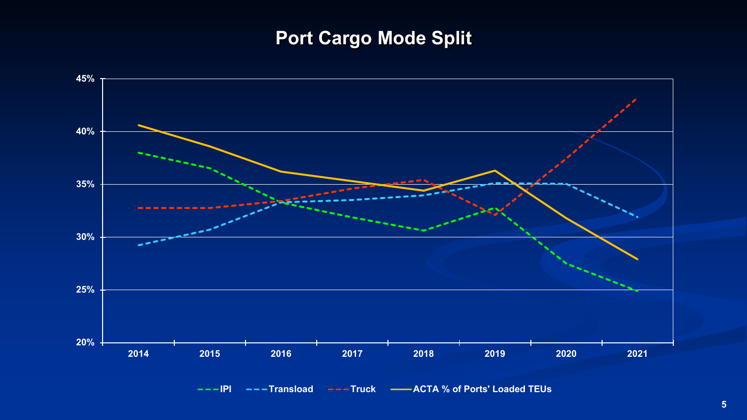# Port Cargo Mode Split

45%
40%
35%
30%
25%
20%

2014 2015 2016 2017 2018 2019 2020 2021

IPI   Transload   Truck   ACTA % of Ports' Loaded TEUs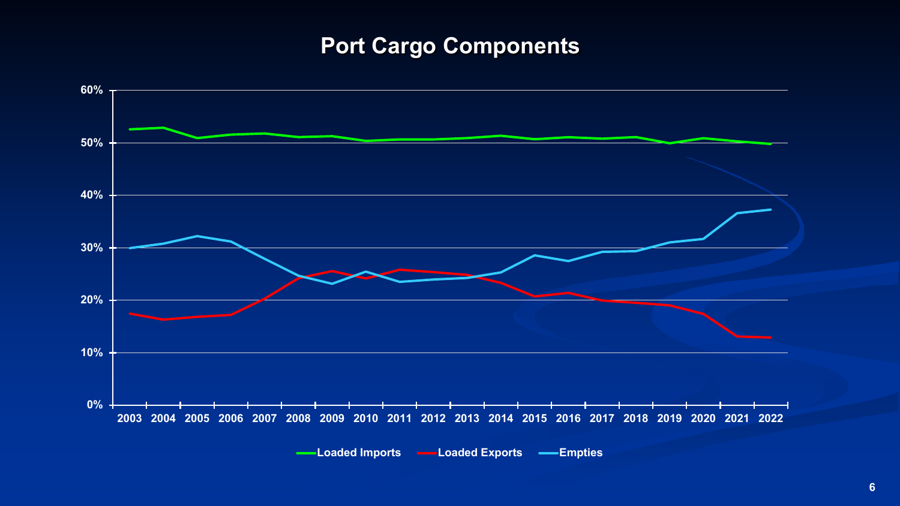# Port Cargo Components

60%
50%
40%
30%
20%
10%
0%

2003 2004 2005 2006 2007 2008 2009 2010 2011 2012 2013 2014 2015 2016 2017 2018 2019 2020 2021 2022

Loaded Imports
Loaded Exports
Empties